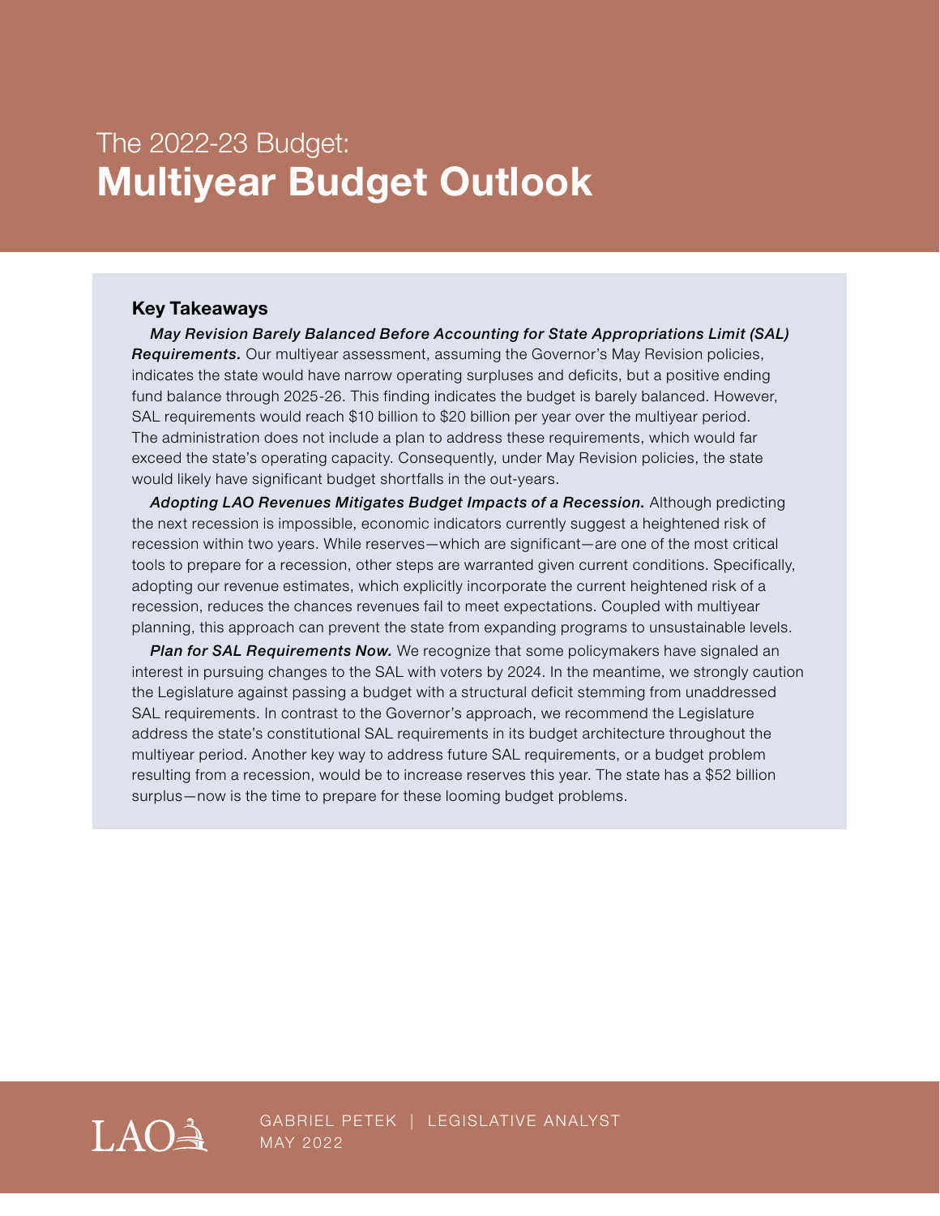# The 2022-23 Budget: **Multiyear Budget Outlook**

### Key Takeaways

***May Revision Barely Balanced Before Accounting for State Appropriations Limit (SAL) Requirements.*** Our multiyear assessment, assuming the Governor's May Revision policies, indicates the state would have narrow operating surpluses and deficits, but a positive ending fund balance through 2025-26. This finding indicates the budget is barely balanced. However, SAL requirements would reach $10 billion to $20 billion per year over the multiyear period. The administration does not include a plan to address these requirements, which would far exceed the state's operating capacity. Consequently, under May Revision policies, the state would likely have significant budget shortfalls in the out-years.

***Adopting LAO Revenues Mitigates Budget Impacts of a Recession.*** Although predicting the next recession is impossible, economic indicators currently suggest a heightened risk of recession within two years. While reserves—which are significant—are one of the most critical tools to prepare for a recession, other steps are warranted given current conditions. Specifically, adopting our revenue estimates, which explicitly incorporate the current heightened risk of a recession, reduces the chances revenues fail to meet expectations. Coupled with multiyear planning, this approach can prevent the state from expanding programs to unsustainable levels.

***Plan for SAL Requirements Now.*** We recognize that some policymakers have signaled an interest in pursuing changes to the SAL with voters by 2024. In the meantime, we strongly caution the Legislature against passing a budget with a structural deficit stemming from unaddressed SAL requirements. In contrast to the Governor's approach, we recommend the Legislature address the state's constitutional SAL requirements in its budget architecture throughout the multiyear period. Another key way to address future SAL requirements, or a budget problem resulting from a recession, would be to increase reserves this year. The state has a $52 billion surplus—now is the time to prepare for these looming budget problems.

LAO

GABRIEL PETEK | LEGISLATIVE ANALYST
MAY 2022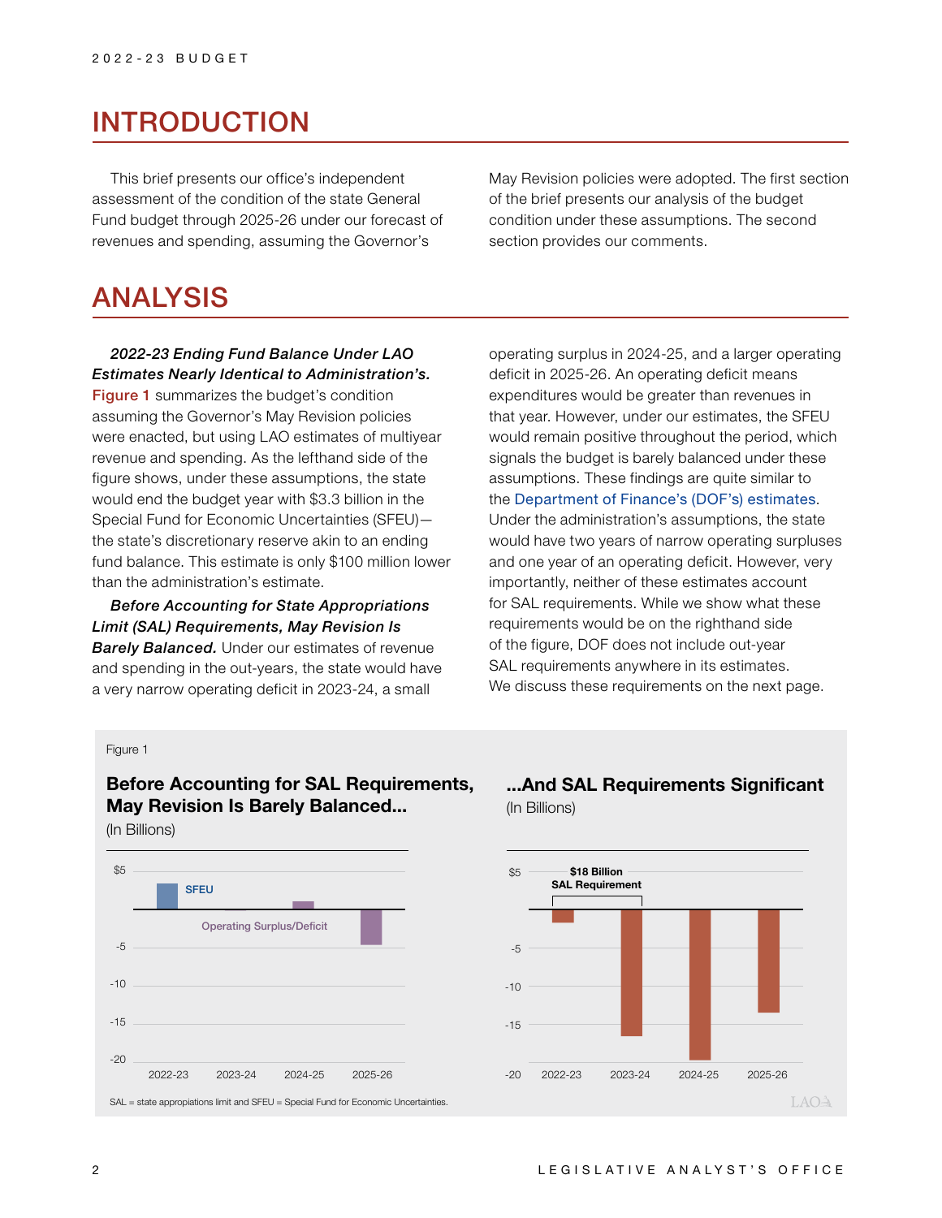# INTRODUCTION

This brief presents our office's independent assessment of the condition of the state General Fund budget through 2025-26 under our forecast of revenues and spending, assuming the Governor's May Revision policies were adopted. The first section of the brief presents our analysis of the budget condition under these assumptions. The second section provides our comments.

# ANALYSIS

***2022-23 Ending Fund Balance Under LAO Estimates Nearly Identical to Administration's.*** Figure 1 summarizes the budget's condition assuming the Governor's May Revision policies were enacted, but using LAO estimates of multiyear revenue and spending. As the lefthand side of the figure shows, under these assumptions, the state would end the budget year with $3.3 billion in the Special Fund for Economic Uncertainties (SFEU)—the state's discretionary reserve akin to an ending fund balance. This estimate is only $100 million lower than the administration's estimate.

***Before Accounting for State Appropriations Limit (SAL) Requirements, May Revision Is Barely Balanced.*** Under our estimates of revenue and spending in the out-years, the state would have a very narrow operating deficit in 2023-24, a small operating surplus in 2024-25, and a larger operating deficit in 2025-26. An operating deficit means expenditures would be greater than revenues in that year. However, under our estimates, the SFEU would remain positive throughout the period, which signals the budget is barely balanced under these assumptions. These findings are quite similar to the Department of Finance's (DOF's) estimates. Under the administration's assumptions, the state would have two years of narrow operating surpluses and one year of an operating deficit. However, very importantly, neither of these estimates account for SAL requirements. While we show what these requirements would be on the righthand side of the figure, DOF does not include out-year SAL requirements anywhere in its estimates. We discuss these requirements on the next page.

Figure 1

**Before Accounting for SAL Requirements, May Revision Is Barely Balanced...**

(In Billions)

**...And SAL Requirements Significant**

(In Billions)

SAL = state appropiations limit and SFEU = Special Fund for Economic Uncertainties.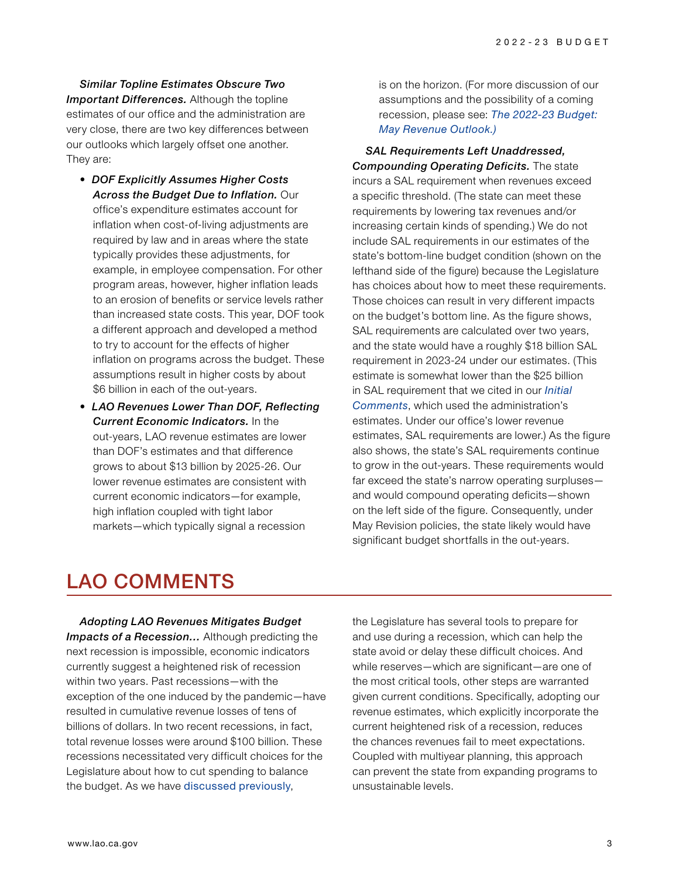***Similar Topline Estimates Obscure Two Important Differences.*** Although the topline estimates of our office and the administration are very close, there are two key differences between our outlooks which largely offset one another. They are:

- ***DOF Explicitly Assumes Higher Costs Across the Budget Due to Inflation.*** Our office's expenditure estimates account for inflation when cost-of-living adjustments are required by law and in areas where the state typically provides these adjustments, for example, in employee compensation. For other program areas, however, higher inflation leads to an erosion of benefits or service levels rather than increased state costs. This year, DOF took a different approach and developed a method to try to account for the effects of higher inflation on programs across the budget. These assumptions result in higher costs by about $6 billion in each of the out-years.
- ***LAO Revenues Lower Than DOF, Reflecting Current Economic Indicators.*** In the out-years, LAO revenue estimates are lower than DOF's estimates and that difference grows to about $13 billion by 2025-26. Our lower revenue estimates are consistent with current economic indicators—for example, high inflation coupled with tight labor markets—which typically signal a recession is on the horizon. (For more discussion of our assumptions and the possibility of a coming recession, please see: *The 2022-23 Budget: May Revenue Outlook.)*

***SAL Requirements Left Unaddressed, Compounding Operating Deficits.*** The state incurs a SAL requirement when revenues exceed a specific threshold. (The state can meet these requirements by lowering tax revenues and/or increasing certain kinds of spending.) We do not include SAL requirements in our estimates of the state's bottom-line budget condition (shown on the lefthand side of the figure) because the Legislature has choices about how to meet these requirements. Those choices can result in very different impacts on the budget's bottom line. As the figure shows, SAL requirements are calculated over two years, and the state would have a roughly $18 billion SAL requirement in 2023-24 under our estimates. (This estimate is somewhat lower than the $25 billion in SAL requirement that we cited in our *Initial Comments*, which used the administration's estimates. Under our office's lower revenue estimates, SAL requirements are lower.) As the figure also shows, the state's SAL requirements continue to grow in the out-years. These requirements would far exceed the state's narrow operating surpluses—and would compound operating deficits—shown on the left side of the figure. Consequently, under May Revision policies, the state likely would have significant budget shortfalls in the out-years.

# LAO COMMENTS

***Adopting LAO Revenues Mitigates Budget Impacts of a Recession…*** Although predicting the next recession is impossible, economic indicators currently suggest a heightened risk of recession within two years. Past recessions—with the exception of the one induced by the pandemic—have resulted in cumulative revenue losses of tens of billions of dollars. In two recent recessions, in fact, total revenue losses were around $100 billion. These recessions necessitated very difficult choices for the Legislature about how to cut spending to balance the budget. As we have discussed previously, the Legislature has several tools to prepare for and use during a recession, which can help the state avoid or delay these difficult choices. And while reserves—which are significant—are one of the most critical tools, other steps are warranted given current conditions. Specifically, adopting our revenue estimates, which explicitly incorporate the current heightened risk of a recession, reduces the chances revenues fail to meet expectations. Coupled with multiyear planning, this approach can prevent the state from expanding programs to unsustainable levels.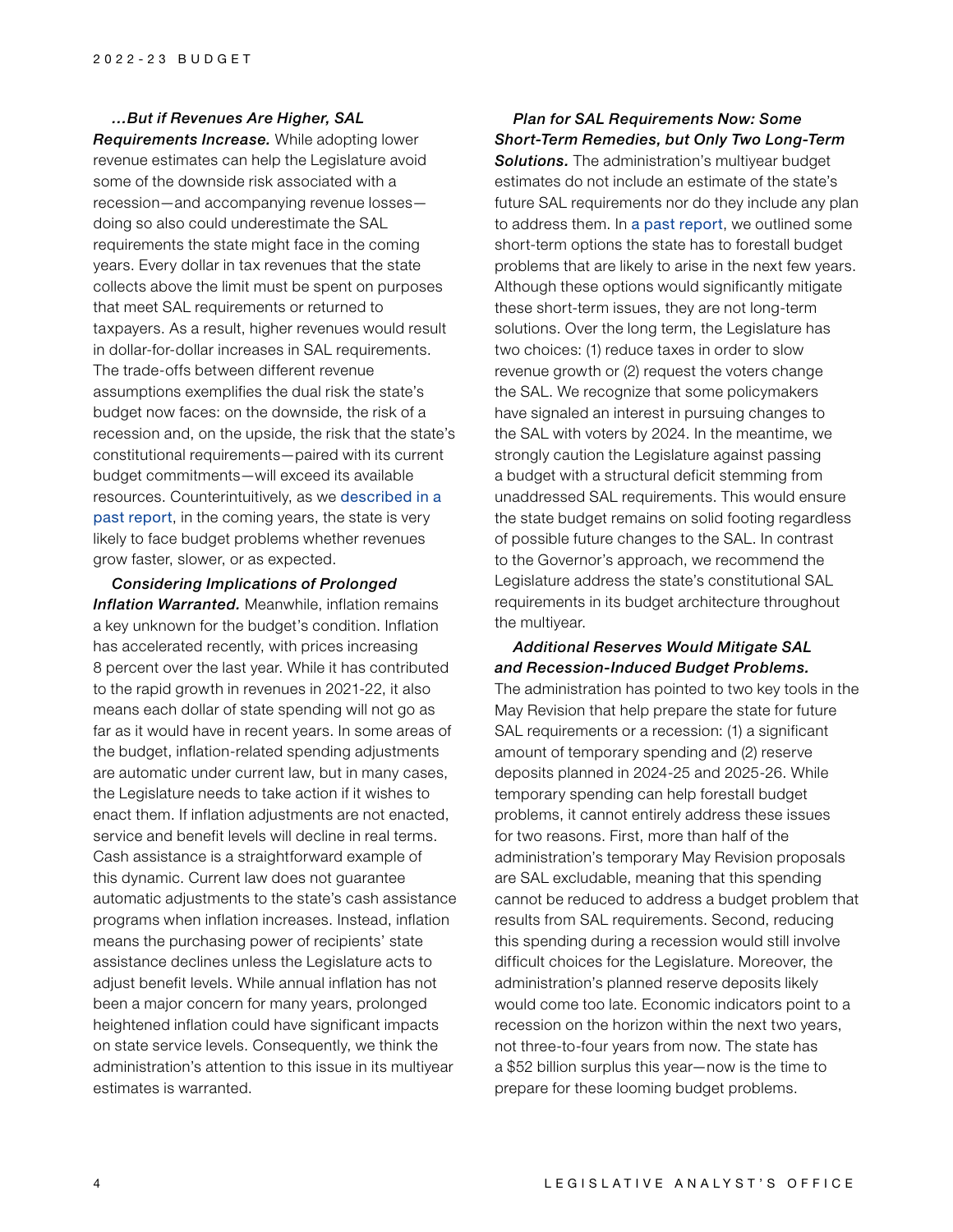***…But if Revenues Are Higher, SAL Requirements Increase.*** While adopting lower revenue estimates can help the Legislature avoid some of the downside risk associated with a recession—and accompanying revenue losses—doing so also could underestimate the SAL requirements the state might face in the coming years. Every dollar in tax revenues that the state collects above the limit must be spent on purposes that meet SAL requirements or returned to taxpayers. As a result, higher revenues would result in dollar-for-dollar increases in SAL requirements. The trade-offs between different revenue assumptions exemplifies the dual risk the state's budget now faces: on the downside, the risk of a recession and, on the upside, the risk that the state's constitutional requirements—paired with its current budget commitments—will exceed its available resources. Counterintuitively, as we described in a past report, in the coming years, the state is very likely to face budget problems whether revenues grow faster, slower, or as expected.

***Considering Implications of Prolonged Inflation Warranted.*** Meanwhile, inflation remains a key unknown for the budget's condition. Inflation has accelerated recently, with prices increasing 8 percent over the last year. While it has contributed to the rapid growth in revenues in 2021-22, it also means each dollar of state spending will not go as far as it would have in recent years. In some areas of the budget, inflation-related spending adjustments are automatic under current law, but in many cases, the Legislature needs to take action if it wishes to enact them. If inflation adjustments are not enacted, service and benefit levels will decline in real terms. Cash assistance is a straightforward example of this dynamic. Current law does not guarantee automatic adjustments to the state's cash assistance programs when inflation increases. Instead, inflation means the purchasing power of recipients' state assistance declines unless the Legislature acts to adjust benefit levels. While annual inflation has not been a major concern for many years, prolonged heightened inflation could have significant impacts on state service levels. Consequently, we think the administration's attention to this issue in its multiyear estimates is warranted.

***Plan for SAL Requirements Now: Some Short-Term Remedies, but Only Two Long-Term Solutions.*** The administration's multiyear budget estimates do not include an estimate of the state's future SAL requirements nor do they include any plan to address them. In a past report, we outlined some short-term options the state has to forestall budget problems that are likely to arise in the next few years. Although these options would significantly mitigate these short-term issues, they are not long-term solutions. Over the long term, the Legislature has two choices: (1) reduce taxes in order to slow revenue growth or (2) request the voters change the SAL. We recognize that some policymakers have signaled an interest in pursuing changes to the SAL with voters by 2024. In the meantime, we strongly caution the Legislature against passing a budget with a structural deficit stemming from unaddressed SAL requirements. This would ensure the state budget remains on solid footing regardless of possible future changes to the SAL. In contrast to the Governor's approach, we recommend the Legislature address the state's constitutional SAL requirements in its budget architecture throughout the multiyear.

***Additional Reserves Would Mitigate SAL and Recession-Induced Budget Problems.*** The administration has pointed to two key tools in the May Revision that help prepare the state for future SAL requirements or a recession: (1) a significant amount of temporary spending and (2) reserve deposits planned in 2024-25 and 2025-26. While temporary spending can help forestall budget problems, it cannot entirely address these issues for two reasons. First, more than half of the administration's temporary May Revision proposals are SAL excludable, meaning that this spending cannot be reduced to address a budget problem that results from SAL requirements. Second, reducing this spending during a recession would still involve difficult choices for the Legislature. Moreover, the administration's planned reserve deposits likely would come too late. Economic indicators point to a recession on the horizon within the next two years, not three-to-four years from now. The state has a $52 billion surplus this year—now is the time to prepare for these looming budget problems.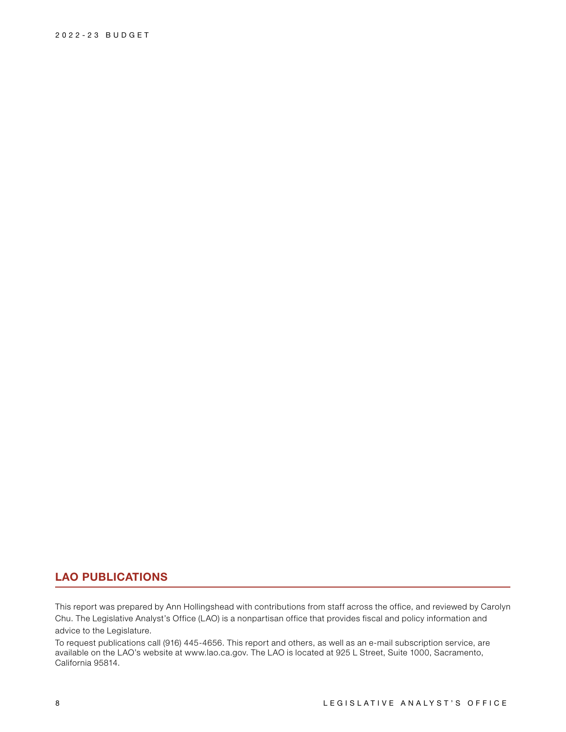## LAO PUBLICATIONS

This report was prepared by Ann Hollingshead with contributions from staff across the office, and reviewed by Carolyn Chu. The Legislative Analyst's Office (LAO) is a nonpartisan office that provides fiscal and policy information and advice to the Legislature.

To request publications call (916) 445-4656. This report and others, as well as an e-mail subscription service, are available on the LAO's website at www.lao.ca.gov. The LAO is located at 925 L Street, Suite 1000, Sacramento, California 95814.